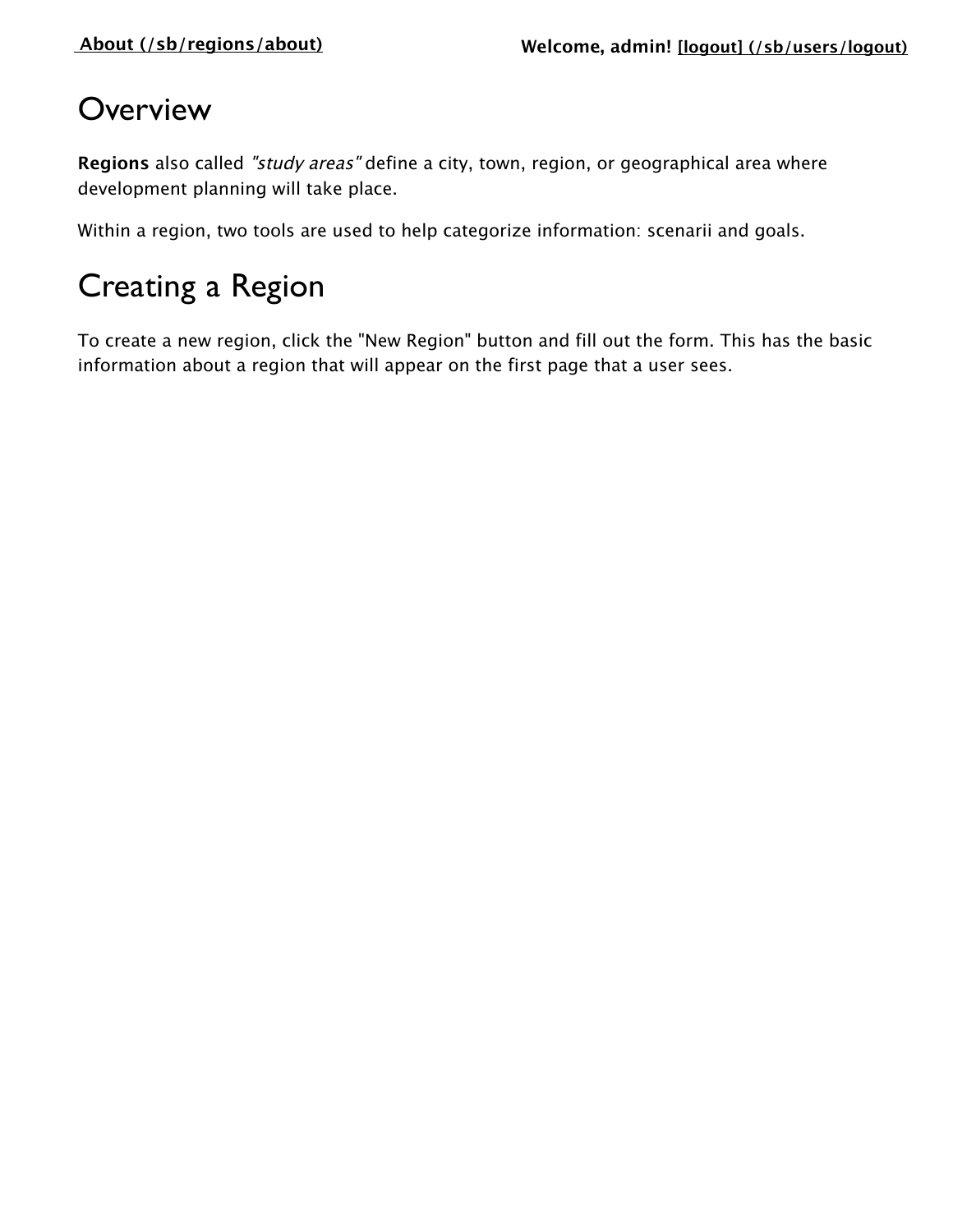[About (/sb/regions/about)](/sb/regions/about) **Welcome, admin!** [[logout] (/sb/users/logout)](/sb/users/logout)

# Overview

**Regions** also called *"study areas"* define a city, town, region, or geographical area where development planning will take place.

Within a region, two tools are used to help categorize information: scenarii and goals.

# Creating a Region

To create a new region, click the "New Region" button and fill out the form. This has the basic information about a region that will appear on the first page that a user sees.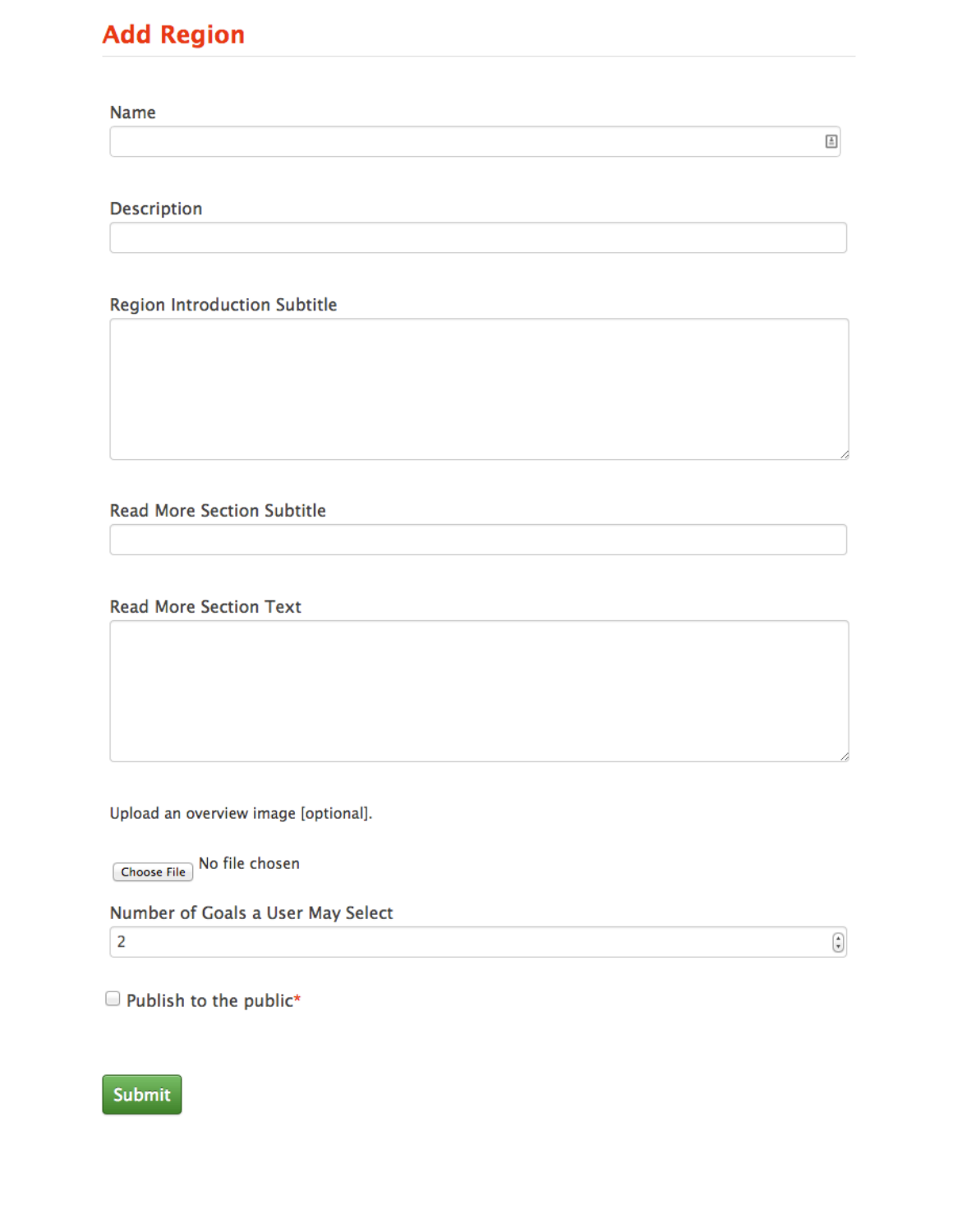# Add Region

Name

Description

Region Introduction Subtitle

Read More Section Subtitle

Read More Section Text

Upload an overview image [optional].

Choose File No file chosen

Number of Goals a User May Select

2

Publish to the public*

Submit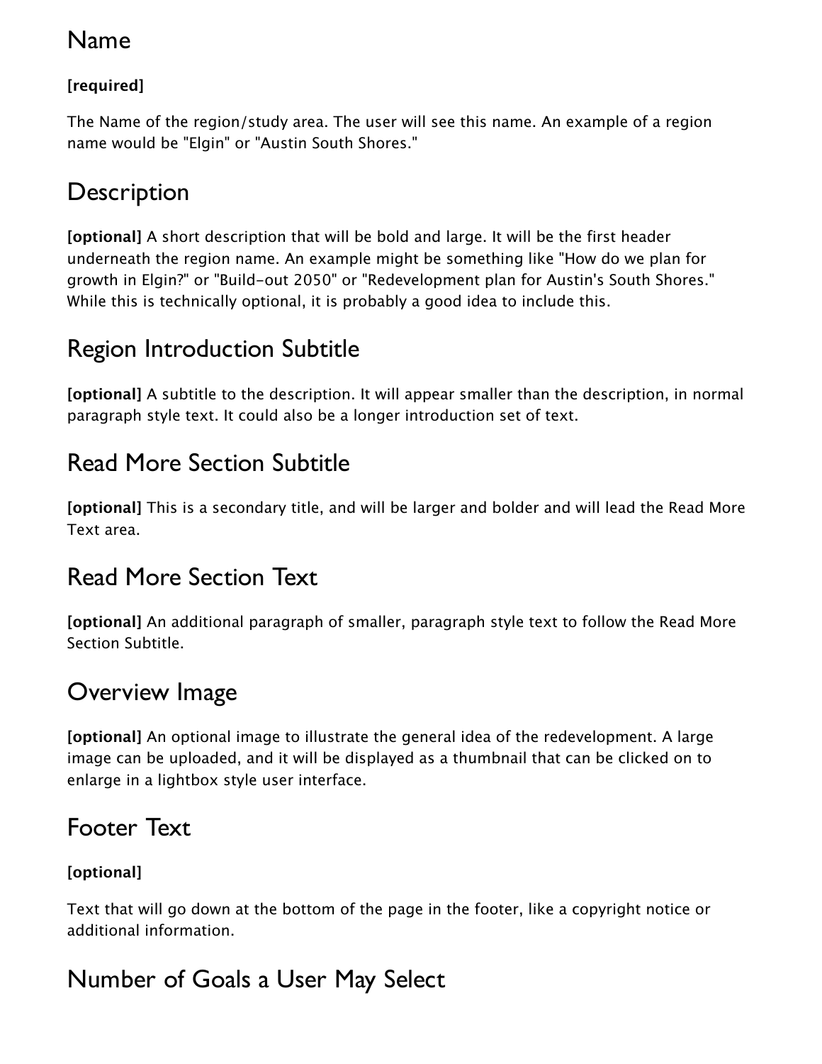## Name

**[required]**

The Name of the region/study area. The user will see this name. An example of a region name would be "Elgin" or "Austin South Shores."

## Description

**[optional]** A short description that will be bold and large. It will be the first header underneath the region name. An example might be something like "How do we plan for growth in Elgin?" or "Build-out 2050" or "Redevelopment plan for Austin's South Shores." While this is technically optional, it is probably a good idea to include this.

## Region Introduction Subtitle

**[optional]** A subtitle to the description. It will appear smaller than the description, in normal paragraph style text. It could also be a longer introduction set of text.

## Read More Section Subtitle

**[optional]** This is a secondary title, and will be larger and bolder and will lead the Read More Text area.

## Read More Section Text

**[optional]** An additional paragraph of smaller, paragraph style text to follow the Read More Section Subtitle.

## Overview Image

**[optional]** An optional image to illustrate the general idea of the redevelopment. A large image can be uploaded, and it will be displayed as a thumbnail that can be clicked on to enlarge in a lightbox style user interface.

## Footer Text

**[optional]**

Text that will go down at the bottom of the page in the footer, like a copyright notice or additional information.

## Number of Goals a User May Select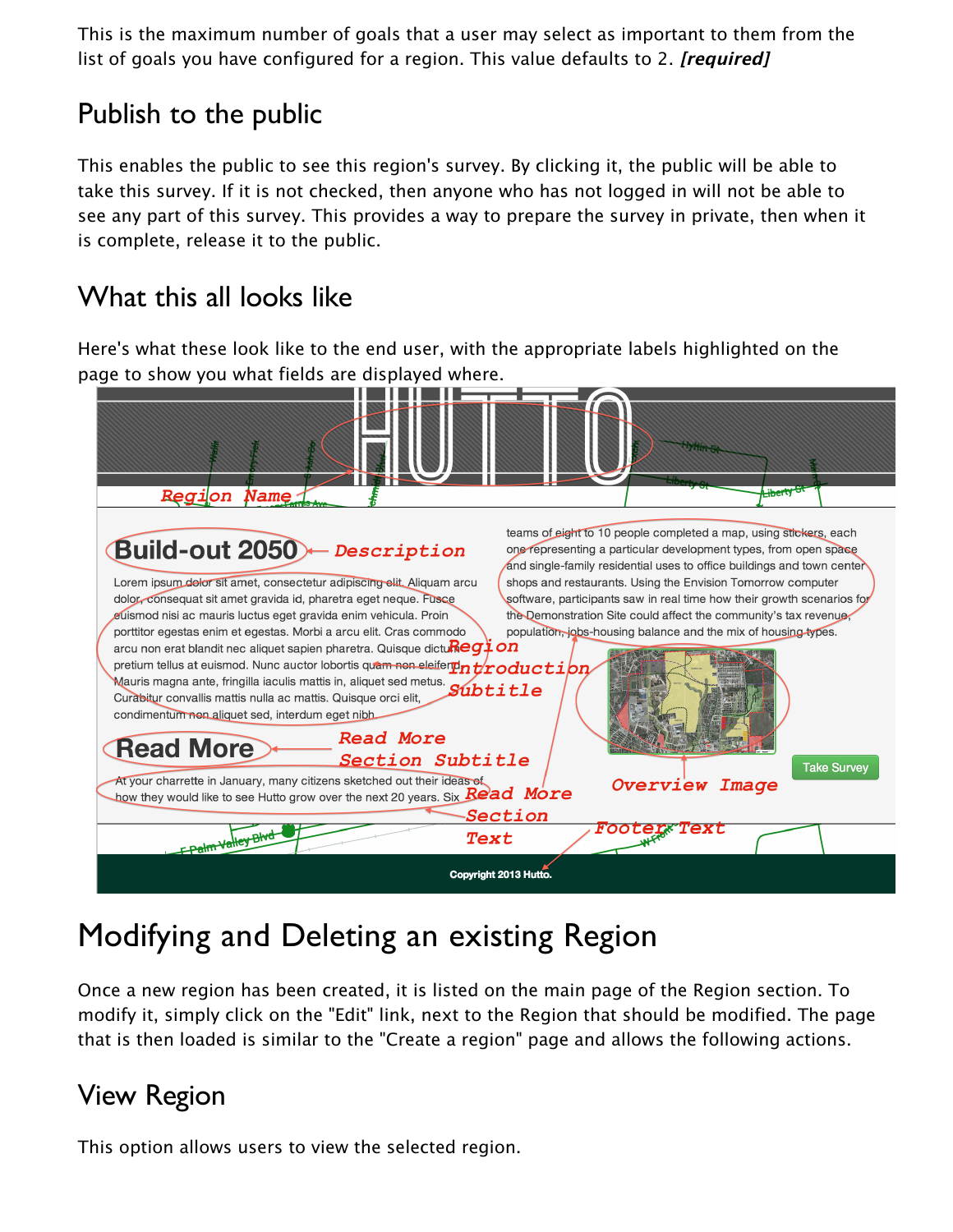This is the maximum number of goals that a user may select as important to them from the list of goals you have configured for a region. This value defaults to 2. ***[required]***

## Publish to the public

This enables the public to see this region's survey. By clicking it, the public will be able to take this survey. If it is not checked, then anyone who has not logged in will not be able to see any part of this survey. This provides a way to prepare the survey in private, then when it is complete, release it to the public.

## What this all looks like

Here's what these look like to the end user, with the appropriate labels highlighted on the page to show you what fields are displayed where.

# Modifying and Deleting an existing Region

Once a new region has been created, it is listed on the main page of the Region section. To modify it, simply click on the "Edit" link, next to the Region that should be modified. The page that is then loaded is similar to the "Create a region" page and allows the following actions.

## View Region

This option allows users to view the selected region.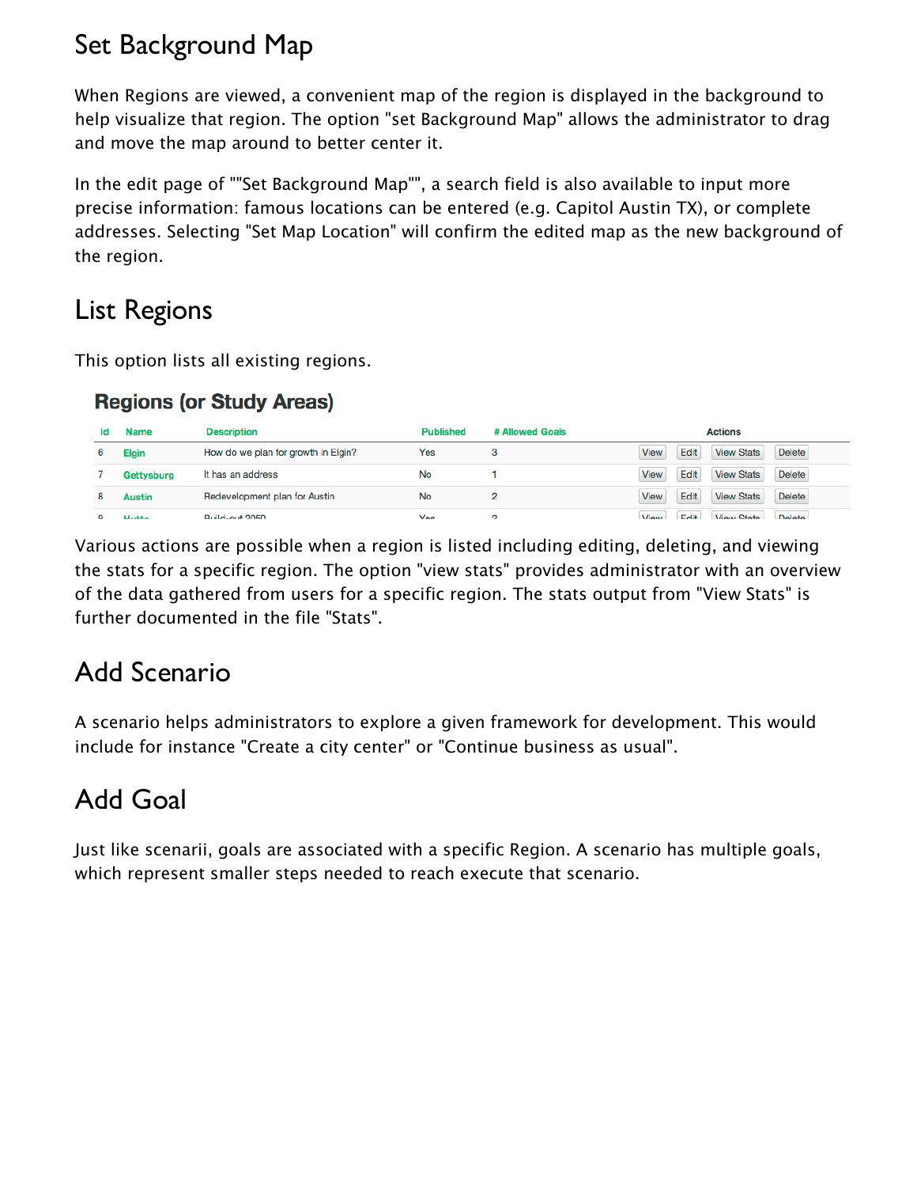## Set Background Map

When Regions are viewed, a convenient map of the region is displayed in the background to help visualize that region. The option "set Background Map" allows the administrator to drag and move the map around to better center it.

In the edit page of ""Set Background Map"", a search field is also available to input more precise information: famous locations can be entered (e.g. Capitol Austin TX), or complete addresses. Selecting "Set Map Location" will confirm the edited map as the new background of the region.

## List Regions

This option lists all existing regions.

### Regions (or Study Areas)

| Id | Name | Description | Published | # Allowed Goals | Actions | | | |
|---|---|---|---|---|---|---|---|---|
| 6 | Elgin | How do we plan for growth in Elgin? | Yes | 3 | View | Edit | View Stats | Delete |
| 7 | Gettysburg | It has an address | No | 1 | View | Edit | View Stats | Delete |
| 8 | Austin | Redevelopment plan for Austin | No | 2 | View | Edit | View Stats | Delete |
| 9 | Hutto | Build-out 2050 | Yes | 3 | View | Edit | View Stats | Delete |

Various actions are possible when a region is listed including editing, deleting, and viewing the stats for a specific region. The option "view stats" provides administrator with an overview of the data gathered from users for a specific region. The stats output from "View Stats" is further documented in the file "Stats".

## Add Scenario

A scenario helps administrators to explore a given framework for development. This would include for instance "Create a city center" or "Continue business as usual".

## Add Goal

Just like scenarii, goals are associated with a specific Region. A scenario has multiple goals, which represent smaller steps needed to reach execute that scenario.